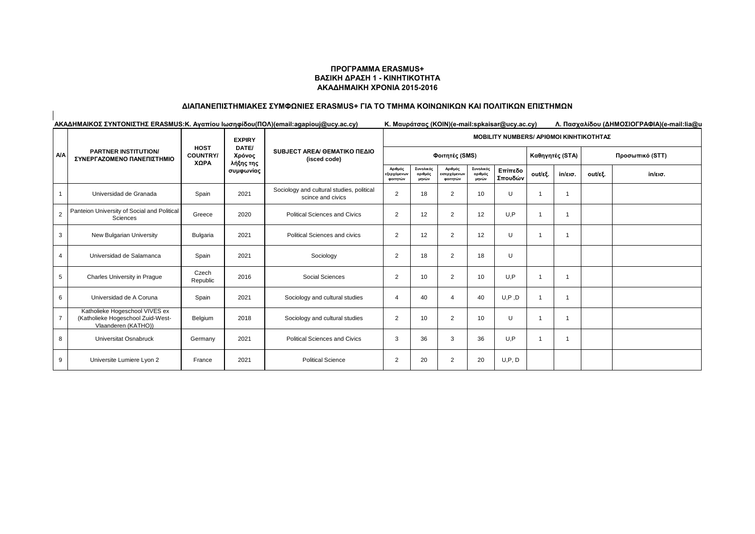**ΠΡΟΓΡΑΜΜΑ ERASMUS+**
**ΒΑΣΙΚΗ ΔΡΑΣΗ 1 - ΚΙΝΗΤΙΚΟΤΗΤΑ**
**ΑΚΑΔΗΜΑΙΚΗ ΧΡΟΝΙΑ 2015-2016**

**ΔΙΑΠΑΝΕΠΙΣΤΗΜΙΑΚΕΣ ΣΥΜΦΩΝΙΕΣ ERASMUS+ ΓΙΑ ΤΟ ΤΜΗΜΑ ΚΟΙΝΩΝΙΚΩΝ ΚΑΙ ΠΟΛΙΤΙΚΩΝ ΕΠΙΣΤΗΜΩΝ**

**ΑΚΑΔΗΜΑΙΚΟΣ ΣΥΝΤΟΝΙΣΤΗΣ ERASMUS:Κ. Αγαπίου Ιωσηφίδου(ΠΟΛ)(email:agapiouj@ucy.ac.cy)   Κ. Μαυράτσας (ΚΟΙΝ)(e-mail:spkaisar@ucy.ac.cy)   Λ. Πασχαλίδου (ΔΗΜΟΣΙΟΓΡΑΦΙΑ)(e-mail:lia@u**

| A/A | PARTNER INSTITUTION/ ΣΥΝΕΡΓΑΖΟΜΕΝΟ ΠΑΝΕΠΙΣΤΗΜΙΟ | HOST COUNTRY/ ΧΩΡΑ | EXPIRY DATE/ Χρόνος λήξης της συμφωνίας | SUBJECT AREA/ ΘΕΜΑΤΙΚΟ ΠΕΔΙΟ (isced code) | MOBILITY NUMBERS/ ΑΡΙΘΜΟΙ ΚΙΝΗΤΙΚΟΤΗΤΑΣ | | | | | | | | |
|---|---|---|---|---|---|---|---|---|---|---|---|---|---|
| | | | | | Φοιτητές (SMS) | | | | | Καθηγητές (STA) | | Προσωπικό (STT) | |
| | | | | | Αριθμός εξερχόμενων φοιτητών | Συνολικός αριθμός μηνών | Αριθμός εισερχόμενων φοιτητών | Συνολικός αριθμός μηνών | Επίπεδο Σπουδών | out/εξ. | in/εισ. | out/εξ. | in/εισ. |
| 1 | Universidad de Granada | Spain | 2021 | Sociology and cultural studies, political scince and civics | 2 | 18 | 2 | 10 | U | 1 | 1 | | |
| 2 | Panteion University of Social and Political Sciences | Greece | 2020 | Political Sciences and Civics | 2 | 12 | 2 | 12 | U,P | 1 | 1 | | |
| 3 | New Bulgarian University | Bulgaria | 2021 | Political Sciences and civics | 2 | 12 | 2 | 12 | U | 1 | 1 | | |
| 4 | Universidad de Salamanca | Spain | 2021 | Sociology | 2 | 18 | 2 | 18 | U | | | | |
| 5 | Charles University in Prague | Czech Republic | 2016 | Social Sciences | 2 | 10 | 2 | 10 | U,P | 1 | 1 | | |
| 6 | Universidad de A Coruna | Spain | 2021 | Sociology and cultural studies | 4 | 40 | 4 | 40 | U,P ,D | 1 | 1 | | |
| 7 | Katholieke Hogeschool VIVES ex (Katholieke Hogeschool Zuid-West-Vlaanderen (KATHO)) | Belgium | 2018 | Sociology and cultural studies | 2 | 10 | 2 | 10 | U | 1 | 1 | | |
| 8 | Universitat Osnabruck | Germany | 2021 | Political Sciences and Civics | 3 | 36 | 3 | 36 | U,P | 1 | 1 | | |
| 9 | Universite Lumiere Lyon 2 | France | 2021 | Political Science | 2 | 20 | 2 | 20 | U,P, D | | | | |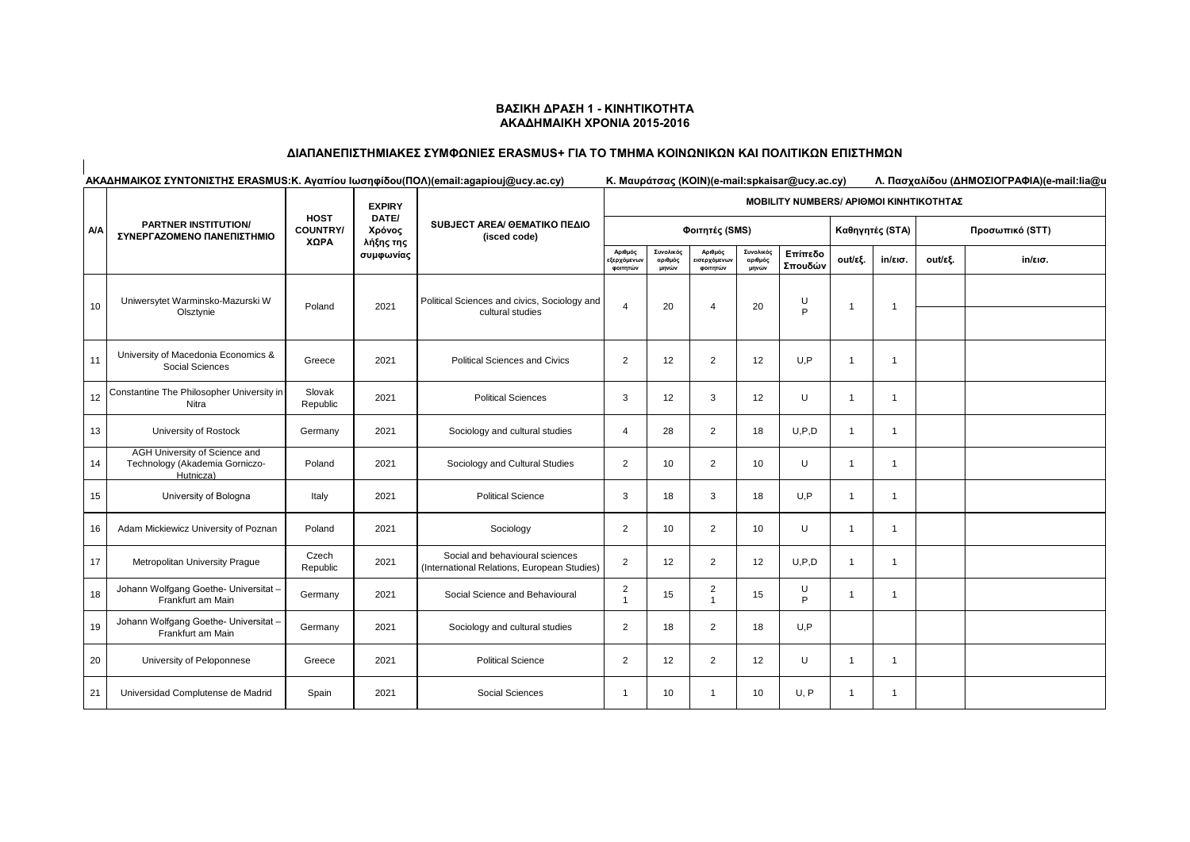**ΒΑΣΙΚΗ ΔΡΑΣΗ 1 - ΚΙΝΗΤΙΚΟΤΗΤΑ**
**ΑΚΑΔΗΜΑΙΚΗ ΧΡΟΝΙΑ 2015-2016**

**ΔΙΑΠΑΝΕΠΙΣΤΗΜΙΑΚΕΣ ΣΥΜΦΩΝΙΕΣ ERASMUS+ ΓΙΑ ΤΟ ΤΜΗΜΑ ΚΟΙΝΩΝΙΚΩΝ ΚΑΙ ΠΟΛΙΤΙΚΩΝ ΕΠΙΣΤΗΜΩΝ**

**ΑΚΑΔΗΜΑΙΚΟΣ ΣΥΝΤΟΝΙΣΤΗΣ ERASMUS:Κ. Αγαπίου Ιωσηφίδου(ΠΟΛ)(email:agapiouj@ucy.ac.cy) Κ. Μαυράτσας (ΚΟΙΝ)(e-mail:spkaisar@ucy.ac.cy) Λ. Πασχαλίδου (ΔΗΜΟΣΙΟΓΡΑΦΙΑ)(e-mail:lia@u**

| A/A | PARTNER INSTITUTION/ ΣΥΝΕΡΓΑΖΟΜΕΝΟ ΠΑΝΕΠΙΣΤΗΜΙΟ | HOST COUNTRY/ ΧΩΡΑ | EXPIRY DATE/ Χρόνος λήξης της συμφωνίας | SUBJECT AREA/ ΘΕΜΑΤΙΚΟ ΠΕΔΙΟ (isced code) | MOBILITY NUMBERS/ ΑΡΙΘΜΟΙ ΚΙΝΗΤΙΚΟΤΗΤΑΣ | | | | | | | | |
|---|---|---|---|---|---|---|---|---|---|---|---|---|---|
| | | | | | Φοιτητές (SMS) | | | | | Καθηγητές (STA) | | Προσωπικό (STT) | |
| | | | | | Αριθμός εξερχόμενων φοιτητών | Συνολικός αριθμός μηνών | Αριθμός εισερχόμενων φοιτητών | Συνολικός αριθμός μηνών | Επίπεδο Σπουδών | out/εξ. | in/εισ. | out/εξ. | in/εισ. |
| 10 | Uniwersytet Warminsko-Mazurski W Olsztynie | Poland | 2021 | Political Sciences and civics, Sociology and cultural studies | 4 | 20 | 4 | 20 | U P | 1 | 1 | | |
| 11 | University of Macedonia Economics & Social Sciences | Greece | 2021 | Political Sciences and Civics | 2 | 12 | 2 | 12 | U,P | 1 | 1 | | |
| 12 | Constantine The Philosopher University in Nitra | Slovak Republic | 2021 | Political Sciences | 3 | 12 | 3 | 12 | U | 1 | 1 | | |
| 13 | University of Rostock | Germany | 2021 | Sociology and cultural studies | 4 | 28 | 2 | 18 | U,P,D | 1 | 1 | | |
| 14 | AGH University of Science and Technology (Akademia Gorniczo-Hutnicza) | Poland | 2021 | Sociology and Cultural Studies | 2 | 10 | 2 | 10 | U | 1 | 1 | | |
| 15 | University of Bologna | Italy | 2021 | Political Science | 3 | 18 | 3 | 18 | U,P | 1 | 1 | | |
| 16 | Adam Mickiewicz University of Poznan | Poland | 2021 | Sociology | 2 | 10 | 2 | 10 | U | 1 | 1 | | |
| 17 | Metropolitan University Prague | Czech Republic | 2021 | Social and behavioural sciences (International Relations, European Studies) | 2 | 12 | 2 | 12 | U,P,D | 1 | 1 | | |
| 18 | Johann Wolfgang Goethe- Universitat – Frankfurt am Main | Germany | 2021 | Social Science and Behavioural | 2 1 | 15 | 2 1 | 15 | U P | 1 | 1 | | |
| 19 | Johann Wolfgang Goethe- Universitat – Frankfurt am Main | Germany | 2021 | Sociology and cultural studies | 2 | 18 | 2 | 18 | U,P | | | | |
| 20 | University of Peloponnese | Greece | 2021 | Political Science | 2 | 12 | 2 | 12 | U | 1 | 1 | | |
| 21 | Universidad Complutense de Madrid | Spain | 2021 | Social Sciences | 1 | 10 | 1 | 10 | U, P | 1 | 1 | | |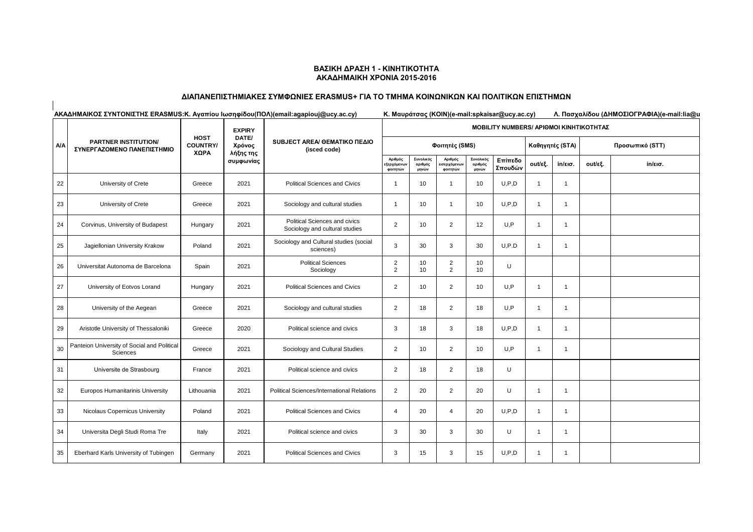**ΒΑΣΙΚΗ ΔΡΑΣΗ 1 - ΚΙΝΗΤΙΚΟΤΗΤΑ**
**ΑΚΑΔΗΜΑΙΚΗ ΧΡΟΝΙΑ 2015-2016**

**ΔΙΑΠΑΝΕΠΙΣΤΗΜΙΑΚΕΣ ΣΥΜΦΩΝΙΕΣ ERASMUS+ ΓΙΑ ΤΟ ΤΜΗΜΑ ΚΟΙΝΩΝΙΚΩΝ ΚΑΙ ΠΟΛΙΤΙΚΩΝ ΕΠΙΣΤΗΜΩΝ**

**ΑΚΑΔΗΜΑΙΚΟΣ ΣΥΝΤΟΝΙΣΤΗΣ ERASMUS:Κ. Αγαπίου Ιωσηφίδου(ΠΟΛ)(email:agapiouj@ucy.ac.cy) Κ. Μαυράτσας (ΚΟΙΝ)(e-mail:spkaisar@ucy.ac.cy) Λ. Πασχαλίδου (ΔΗΜΟΣΙΟΓΡΑΦΙΑ)(e-mail:lia@u**

| Α/Α | PARTNER INSTITUTION/ ΣΥΝΕΡΓΑΖΟΜΕΝΟ ΠΑΝΕΠΙΣΤΗΜΙΟ | HOST COUNTRY/ ΧΩΡΑ | EXPIRY DATE/ Χρόνος λήξης της συμφωνίας | SUBJECT AREA/ ΘΕΜΑΤΙΚΟ ΠΕΔΙΟ (isced code) | MOBILITY NUMBERS/ ΑΡΙΘΜΟΙ ΚΙΝΗΤΙΚΟΤΗΤΑΣ | | | | | | | | |
|---|---|---|---|---|---|---|---|---|---|---|---|---|---|
| | | | | | Φοιτητές (SMS) | | | | | Καθηγητές (STA) | | Προσωπικό (STT) | |
| | | | | | Αριθμός εξερχόμενων φοιτητών | Συνολικός αριθμός μηνών | Αριθμός εισερχόμενων φοιτητών | Συνολικός αριθμός μηνών | Επίπεδο Σπουδών | out/εξ. | in/εισ. | out/εξ. | in/εισ. |
| 22 | University of Crete | Greece | 2021 | Political Sciences and Civics | 1 | 10 | 1 | 10 | U,P,D | 1 | 1 | | |
| 23 | University of Crete | Greece | 2021 | Sociology and cultural studies | 1 | 10 | 1 | 10 | U,P,D | 1 | 1 | | |
| 24 | Corvinus, University of Budapest | Hungary | 2021 | Political Sciences and civics<br>Sociology and cultural studies | 2 | 10 | 2 | 12 | U,P | 1 | 1 | | |
| 25 | Jagiellonian University Krakow | Poland | 2021 | Sociology and Cultural studies (social sciences) | 3 | 30 | 3 | 30 | U,P,D | 1 | 1 | | |
| 26 | Universitat Autonoma de Barcelona | Spain | 2021 | Political Sciences<br>Sociology | 2<br>2 | 10<br>10 | 2<br>2 | 10<br>10 | U | | | | |
| 27 | University of Eotvos Lorand | Hungary | 2021 | Political Sciences and Civics | 2 | 10 | 2 | 10 | U,P | 1 | 1 | | |
| 28 | University of the Aegean | Greece | 2021 | Sociology and cultural studies | 2 | 18 | 2 | 18 | U,P | 1 | 1 | | |
| 29 | Aristotle University of Thessaloniki | Greece | 2020 | Political science and civics | 3 | 18 | 3 | 18 | U,P,D | 1 | 1 | | |
| 30 | Panteion University of Social and Political Sciences | Greece | 2021 | Sociology and Cultural Studies | 2 | 10 | 2 | 10 | U,P | 1 | 1 | | |
| 31 | Universite de Strasbourg | France | 2021 | Political science and civics | 2 | 18 | 2 | 18 | U | | | | |
| 32 | Europos Humanitarinis University | Lithouania | 2021 | Political Sciences/International Relations | 2 | 20 | 2 | 20 | U | 1 | 1 | | |
| 33 | Nicolaus Copernicus University | Poland | 2021 | Political Sciences and Civics | 4 | 20 | 4 | 20 | U,P,D | 1 | 1 | | |
| 34 | Universita Degli Studi Roma Tre | Italy | 2021 | Political science and civics | 3 | 30 | 3 | 30 | U | 1 | 1 | | |
| 35 | Eberhard Karls University of Tubingen | Germany | 2021 | Political Sciences and Civics | 3 | 15 | 3 | 15 | U,P,D | 1 | 1 | | |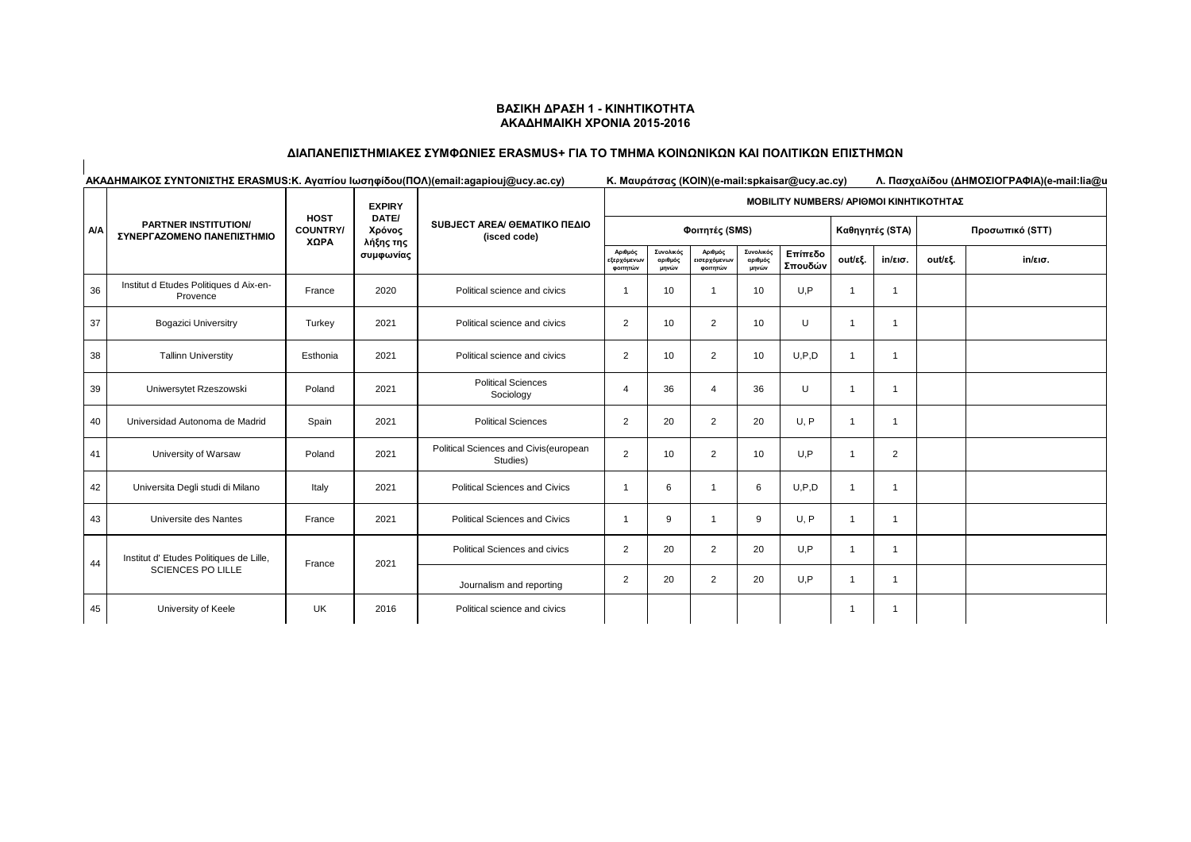**ΒΑΣΙΚΗ ΔΡΑΣΗ 1 - ΚΙΝΗΤΙΚΟΤΗΤΑ**
**ΑΚΑΔΗΜΑΙΚΗ ΧΡΟΝΙΑ 2015-2016**

**ΔΙΑΠΑΝΕΠΙΣΤΗΜΙΑΚΕΣ ΣΥΜΦΩΝΙΕΣ ERASMUS+ ΓΙΑ ΤΟ ΤΜΗΜΑ ΚΟΙΝΩΝΙΚΩΝ ΚΑΙ ΠΟΛΙΤΙΚΩΝ ΕΠΙΣΤΗΜΩΝ**

**ΑΚΑΔΗΜΑΙΚΟΣ ΣΥΝΤΟΝΙΣΤΗΣ ERASMUS:Κ. Αγαπίου Ιωσηφίδου(ΠΟΛ)(email:agapiouj@ucy.ac.cy)　　Κ. Μαυράτσας (ΚΟΙΝ)(e-mail:spkaisar@ucy.ac.cy)　　Λ. Πασχαλίδου (ΔΗΜΟΣΙΟΓΡΑΦΙΑ)(e-mail:lia@u**

| A/A | PARTNER INSTITUTION/ ΣΥΝΕΡΓΑΖΟΜΕΝΟ ΠΑΝΕΠΙΣΤΗΜΙΟ | HOST COUNTRY/ ΧΩΡΑ | EXPIRY DATE/ Χρόνος λήξης της συμφωνίας | SUBJECT AREA/ ΘΕΜΑΤΙΚΟ ΠΕΔΙΟ (isced code) | MOBILITY NUMBERS/ ΑΡΙΘΜΟΙ ΚΙΝΗΤΙΚΟΤΗΤΑΣ | | | | | | | | |
|---|---|---|---|---|---|---|---|---|---|---|---|---|---|
| | | | | | Φοιτητές (SMS) | | | | | Καθηγητές (STA) | | Προσωπικό (STT) | |
| | | | | | Αριθμός εξερχόμενων φοιτητών | Συνολικός αριθμός μηνών | Αριθμός εισερχόμενων φοιτητών | Συνολικός αριθμός μηνών | Επίπεδο Σπουδών | out/εξ. | in/εισ. | out/εξ. | in/εισ. |
| 36 | Institut d Etudes Politiques d Aix-en-Provence | France | 2020 | Political science and civics | 1 | 10 | 1 | 10 | U,P | 1 | 1 | | |
| 37 | Bogazici Universitry | Turkey | 2021 | Political science and civics | 2 | 10 | 2 | 10 | U | 1 | 1 | | |
| 38 | Tallinn Universtity | Esthonia | 2021 | Political science and civics | 2 | 10 | 2 | 10 | U,P,D | 1 | 1 | | |
| 39 | Uniwersytet Rzeszowski | Poland | 2021 | Political Sciences Sociology | 4 | 36 | 4 | 36 | U | 1 | 1 | | |
| 40 | Universidad Autonoma de Madrid | Spain | 2021 | Political Sciences | 2 | 20 | 2 | 20 | U, P | 1 | 1 | | |
| 41 | University of Warsaw | Poland | 2021 | Political Sciences and Civis(european Studies) | 2 | 10 | 2 | 10 | U,P | 1 | 2 | | |
| 42 | Universita Degli studi di Milano | Italy | 2021 | Political Sciences and Civics | 1 | 6 | 1 | 6 | U,P,D | 1 | 1 | | |
| 43 | Universite des Nantes | France | 2021 | Political Sciences and Civics | 1 | 9 | 1 | 9 | U, P | 1 | 1 | | |
| 44 | Institut d' Etudes Politiques de Lille, SCIENCES PO LILLE | France | 2021 | Political Sciences and civics | 2 | 20 | 2 | 20 | U,P | 1 | 1 | | |
| | | | | Journalism and reporting | 2 | 20 | 2 | 20 | U,P | 1 | 1 | | |
| 45 | University of Keele | UK | 2016 | Political science and civics | | | | | | 1 | 1 | | |